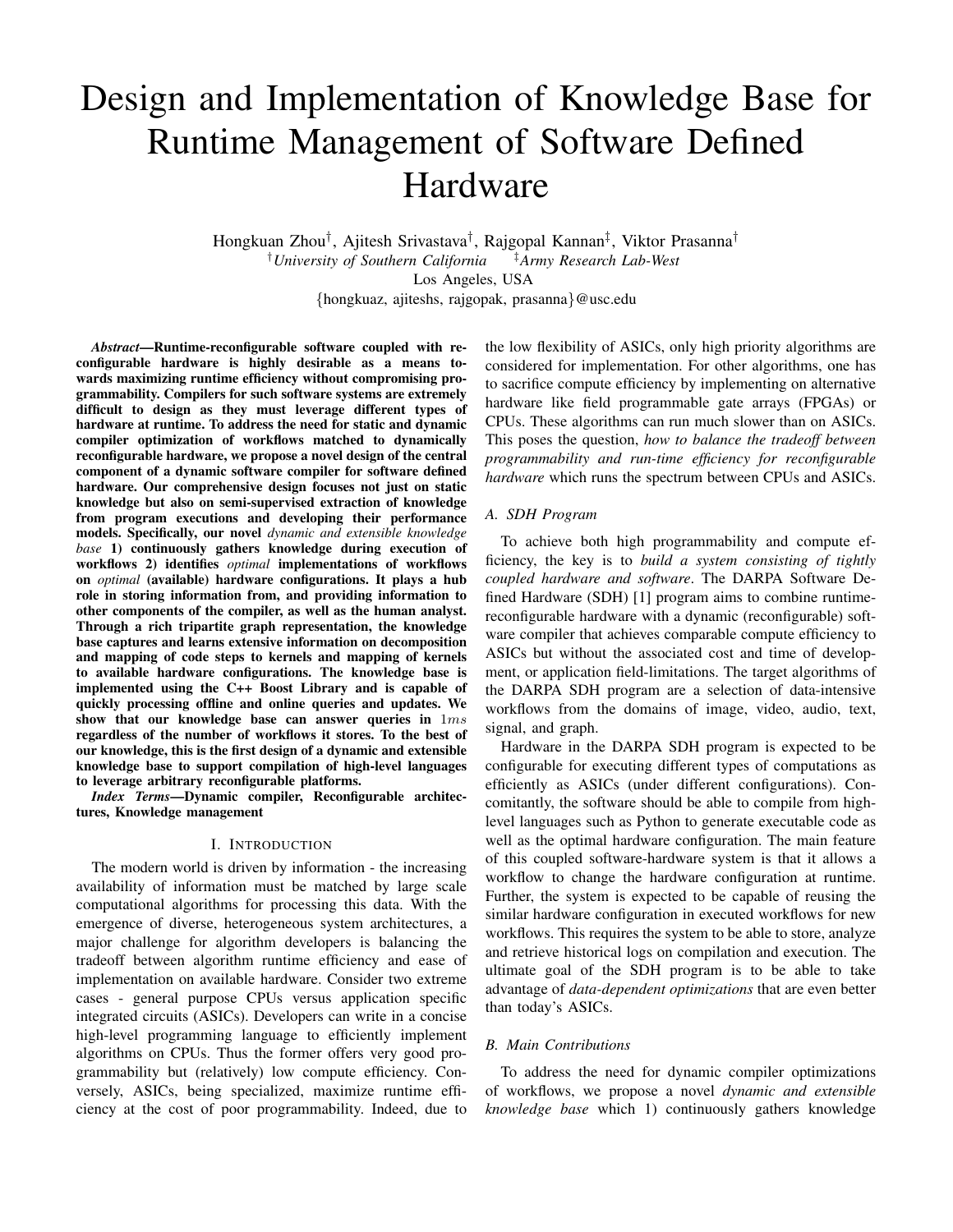# Design and Implementation of Knowledge Base for Runtime Management of Software Defined Hardware

Hongkuan Zhou[†], Ajitesh Srivastava[†], Rajgopal Kannan[‡], Viktor Prasanna[†]

[†]*University of Southern California* [‡]*Army Research Lab-West*

Los Angeles, USA

{hongkuaz, ajiteshs, rajgopak, prasanna}@usc.edu

***Abstract*—Runtime-reconfigurable software coupled with reconfigurable hardware is highly desirable as a means towards maximizing runtime efficiency without compromising programmability. Compilers for such software systems are extremely difficult to design as they must leverage different types of hardware at runtime. To address the need for static and dynamic compiler optimization of workflows matched to dynamically reconfigurable hardware, we propose a novel design of the central component of a dynamic software compiler for software defined hardware. Our comprehensive design focuses not just on static knowledge but also on semi-supervised extraction of knowledge from program executions and developing their performance models. Specifically, our novel *dynamic and extensible knowledge base* 1) continuously gathers knowledge during execution of workflows 2) identifies *optimal* implementations of workflows on *optimal* (available) hardware configurations. It plays a hub role in storing information from, and providing information to other components of the compiler, as well as the human analyst. Through a rich tripartite graph representation, the knowledge base captures and learns extensive information on decomposition and mapping of code steps to kernels and mapping of kernels to available hardware configurations. The knowledge base is implemented using the C++ Boost Library and is capable of quickly processing offline and online queries and updates. We show that our knowledge base can answer queries in $1ms$ regardless of the number of workflows it stores. To the best of our knowledge, this is the first design of a dynamic and extensible knowledge base to support compilation of high-level languages to leverage arbitrary reconfigurable platforms.**

***Index Terms*—Dynamic compiler, Reconfigurable architectures, Knowledge management**

## I. Introduction

The modern world is driven by information - the increasing availability of information must be matched by large scale computational algorithms for processing this data. With the emergence of diverse, heterogeneous system architectures, a major challenge for algorithm developers is balancing the tradeoff between algorithm runtime efficiency and ease of implementation on available hardware. Consider two extreme cases - general purpose CPUs versus application specific integrated circuits (ASICs). Developers can write in a concise high-level programming language to efficiently implement algorithms on CPUs. Thus the former offers very good programmability but (relatively) low compute efficiency. Conversely, ASICs, being specialized, maximize runtime efficiency at the cost of poor programmability. Indeed, due to the low flexibility of ASICs, only high priority algorithms are considered for implementation. For other algorithms, one has to sacrifice compute efficiency by implementing on alternative hardware like field programmable gate arrays (FPGAs) or CPUs. These algorithms can run much slower than on ASICs. This poses the question, *how to balance the tradeoff between programmability and run-time efficiency for reconfigurable hardware* which runs the spectrum between CPUs and ASICs.

### A. SDH Program

To achieve both high programmability and compute efficiency, the key is to *build a system consisting of tightly coupled hardware and software*. The DARPA Software Defined Hardware (SDH) [1] program aims to combine runtime-reconfigurable hardware with a dynamic (reconfigurable) software compiler that achieves comparable compute efficiency to ASICs but without the associated cost and time of development, or application field-limitations. The target algorithms of the DARPA SDH program are a selection of data-intensive workflows from the domains of image, video, audio, text, signal, and graph.

Hardware in the DARPA SDH program is expected to be configurable for executing different types of computations as efficiently as ASICs (under different configurations). Concomitantly, the software should be able to compile from high-level languages such as Python to generate executable code as well as the optimal hardware configuration. The main feature of this coupled software-hardware system is that it allows a workflow to change the hardware configuration at runtime. Further, the system is expected to be capable of reusing the similar hardware configuration in executed workflows for new workflows. This requires the system to be able to store, analyze and retrieve historical logs on compilation and execution. The ultimate goal of the SDH program is to be able to take advantage of *data-dependent optimizations* that are even better than today's ASICs.

### B. Main Contributions

To address the need for dynamic compiler optimizations of workflows, we propose a novel *dynamic and extensible knowledge base* which 1) continuously gathers knowledge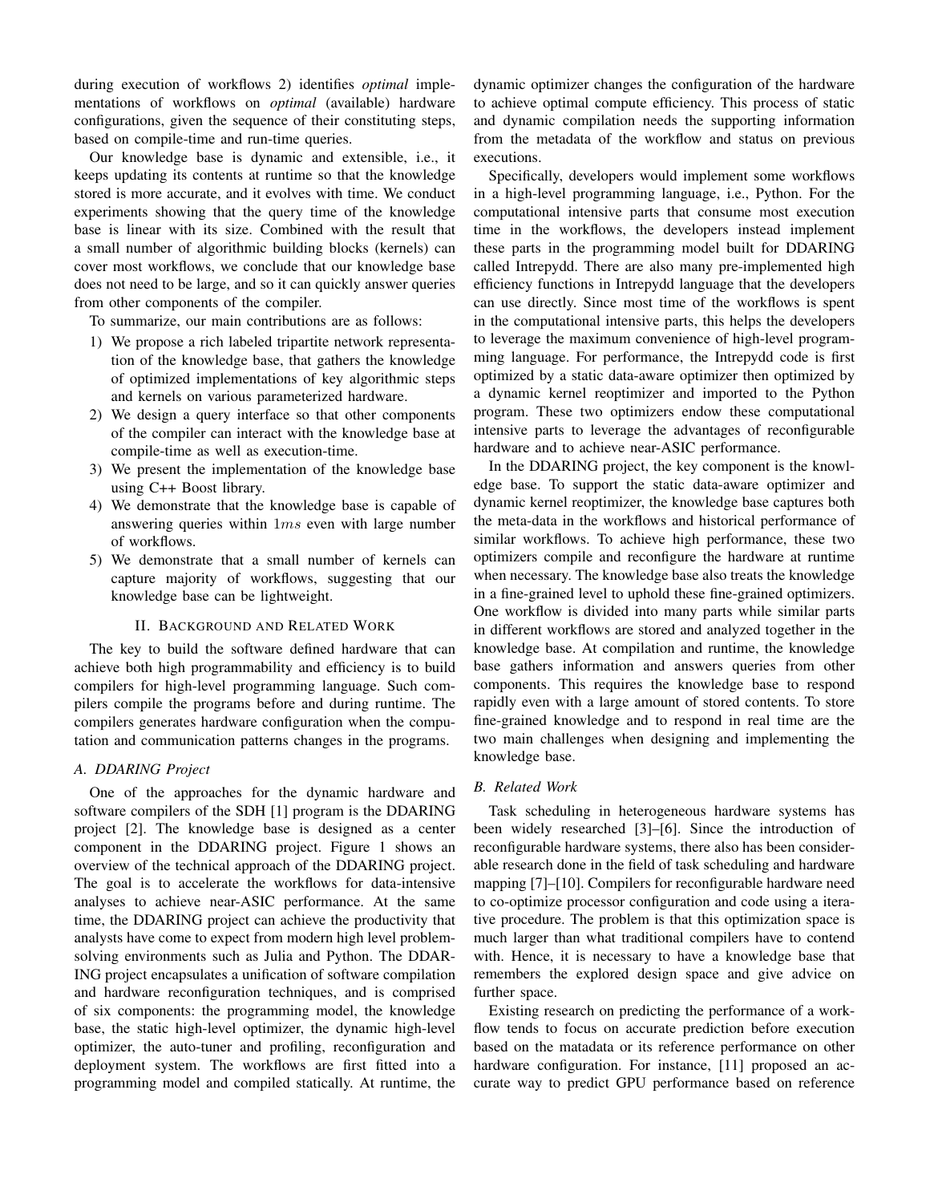during execution of workflows 2) identifies *optimal* implementations of workflows on *optimal* (available) hardware configurations, given the sequence of their constituting steps, based on compile-time and run-time queries.

Our knowledge base is dynamic and extensible, i.e., it keeps updating its contents at runtime so that the knowledge stored is more accurate, and it evolves with time. We conduct experiments showing that the query time of the knowledge base is linear with its size. Combined with the result that a small number of algorithmic building blocks (kernels) can cover most workflows, we conclude that our knowledge base does not need to be large, and so it can quickly answer queries from other components of the compiler.

To summarize, our main contributions are as follows:

1) We propose a rich labeled tripartite network representation of the knowledge base, that gathers the knowledge of optimized implementations of key algorithmic steps and kernels on various parameterized hardware.
2) We design a query interface so that other components of the compiler can interact with the knowledge base at compile-time as well as execution-time.
3) We present the implementation of the knowledge base using C++ Boost library.
4) We demonstrate that the knowledge base is capable of answering queries within $1ms$ even with large number of workflows.
5) We demonstrate that a small number of kernels can capture majority of workflows, suggesting that our knowledge base can be lightweight.

## II. Background and Related Work

The key to build the software defined hardware that can achieve both high programmability and efficiency is to build compilers for high-level programming language. Such compilers compile the programs before and during runtime. The compilers generates hardware configuration when the computation and communication patterns changes in the programs.

### A. DDARING Project

One of the approaches for the dynamic hardware and software compilers of the SDH [1] program is the DDARING project [2]. The knowledge base is designed as a center component in the DDARING project. Figure 1 shows an overview of the technical approach of the DDARING project. The goal is to accelerate the workflows for data-intensive analyses to achieve near-ASIC performance. At the same time, the DDARING project can achieve the productivity that analysts have come to expect from modern high level problem-solving environments such as Julia and Python. The DDARING project encapsulates a unification of software compilation and hardware reconfiguration techniques, and is comprised of six components: the programming model, the knowledge base, the static high-level optimizer, the dynamic high-level optimizer, the auto-tuner and profiling, reconfiguration and deployment system. The workflows are first fitted into a programming model and compiled statically. At runtime, the dynamic optimizer changes the configuration of the hardware to achieve optimal compute efficiency. This process of static and dynamic compilation needs the supporting information from the metadata of the workflow and status on previous executions.

Specifically, developers would implement some workflows in a high-level programming language, i.e., Python. For the computational intensive parts that consume most execution time in the workflows, the developers instead implement these parts in the programming model built for DDARING called Intrepydd. There are also many pre-implemented high efficiency functions in Intrepydd language that the developers can use directly. Since most time of the workflows is spent in the computational intensive parts, this helps the developers to leverage the maximum convenience of high-level programming language. For performance, the Intrepydd code is first optimized by a static data-aware optimizer then optimized by a dynamic kernel reoptimizer and imported to the Python program. These two optimizers endow these computational intensive parts to leverage the advantages of reconfigurable hardware and to achieve near-ASIC performance.

In the DDARING project, the key component is the knowledge base. To support the static data-aware optimizer and dynamic kernel reoptimizer, the knowledge base captures both the meta-data in the workflows and historical performance of similar workflows. To achieve high performance, these two optimizers compile and reconfigure the hardware at runtime when necessary. The knowledge base also treats the knowledge in a fine-grained level to uphold these fine-grained optimizers. One workflow is divided into many parts while similar parts in different workflows are stored and analyzed together in the knowledge base. At compilation and runtime, the knowledge base gathers information and answers queries from other components. This requires the knowledge base to respond rapidly even with a large amount of stored contents. To store fine-grained knowledge and to respond in real time are the two main challenges when designing and implementing the knowledge base.

### B. Related Work

Task scheduling in heterogeneous hardware systems has been widely researched [3]–[6]. Since the introduction of reconfigurable hardware systems, there also has been considerable research done in the field of task scheduling and hardware mapping [7]–[10]. Compilers for reconfigurable hardware need to co-optimize processor configuration and code using a iterative procedure. The problem is that this optimization space is much larger than what traditional compilers have to contend with. Hence, it is necessary to have a knowledge base that remembers the explored design space and give advice on further space.

Existing research on predicting the performance of a workflow tends to focus on accurate prediction before execution based on the matadata or its reference performance on other hardware configuration. For instance, [11] proposed an accurate way to predict GPU performance based on reference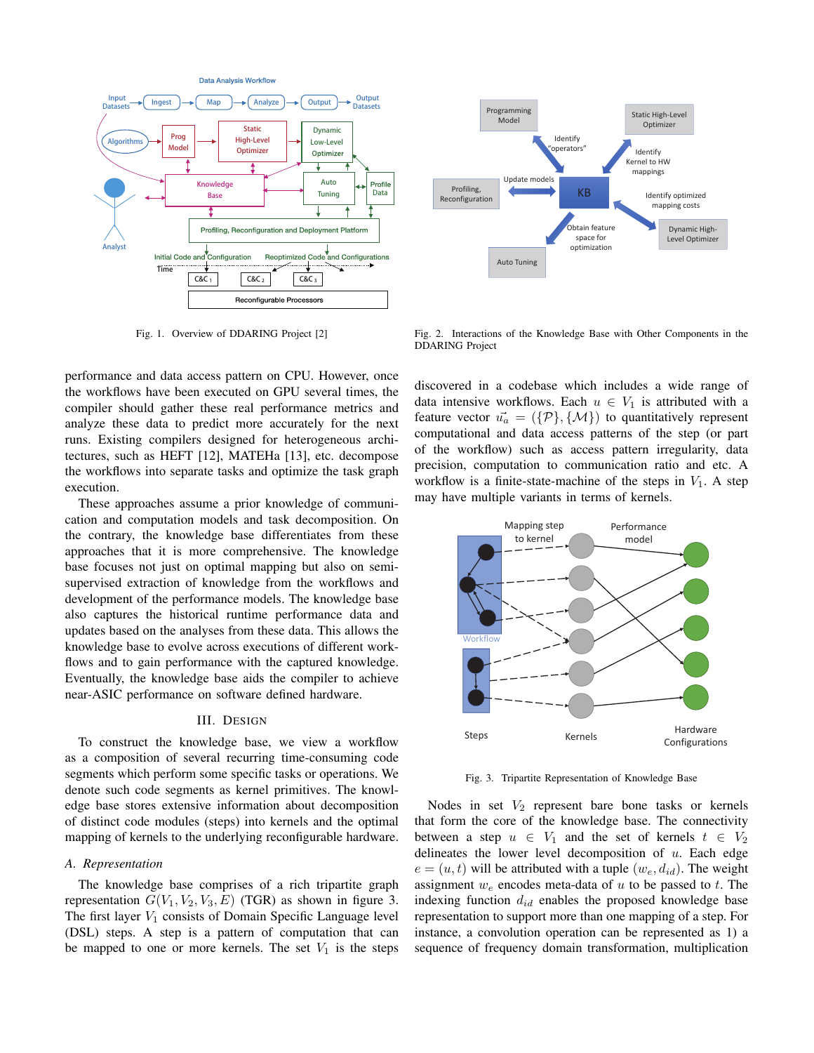Fig. 1. Overview of DDARING Project [2]

Fig. 2. Interactions of the Knowledge Base with Other Components in the DDARING Project

performance and data access pattern on CPU. However, once the workflows have been executed on GPU several times, the compiler should gather these real performance metrics and analyze these data to predict more accurately for the next runs. Existing compilers designed for heterogeneous architectures, such as HEFT [12], MATEHa [13], etc. decompose the workflows into separate tasks and optimize the task graph execution.

These approaches assume a prior knowledge of communication and computation models and task decomposition. On the contrary, the knowledge base differentiates from these approaches in that it is more comprehensive. The knowledge base focuses not just on optimal mapping but also on semi-supervised extraction of knowledge from the workflows and development of the performance models. The knowledge base also captures the historical runtime performance data and updates based on the analyses from these data. This allows the knowledge base to evolve across executions of different workflows and to gain performance with the captured knowledge. Eventually, the knowledge base aids the compiler to achieve near-ASIC performance on software defined hardware.

## III. Design

To construct the knowledge base, we view a workflow as a composition of several recurring time-consuming code segments which perform some specific tasks or operations. We denote such code segments as kernel primitives. The knowledge base stores extensive information about decomposition of distinct code modules (steps) into kernels and the optimal mapping of kernels to the underlying reconfigurable hardware.

### *A. Representation*

The knowledge base comprises of a rich tripartite graph representation $G(V_1, V_2, V_3, E)$ (TGR) as shown in figure 3. The first layer $V_1$ consists of Domain Specific Language level (DSL) steps. A step is a pattern of computation that can be mapped to one or more kernels. The set $V_1$ is the steps discovered in a codebase which includes a wide range of data intensive workflows. Each $u \in V_1$ is attributed with a feature vector $\vec{u_a} = (\{\mathcal{P}\}, \{\mathcal{M}\})$ to quantitatively represent computational and data access patterns of the step (or part of the workflow) such as access pattern irregularity, data precision, computation to communication ratio and etc. A workflow is a finite-state-machine of the steps in $V_1$. A step may have multiple variants in terms of kernels.

Fig. 3. Tripartite Representation of Knowledge Base

Nodes in set $V_2$ represent bare bone tasks or kernels that form the core of the knowledge base. The connectivity between a step $u \in V_1$ and the set of kernels $t \in V_2$ delineates the lower level decomposition of $u$. Each edge $e = (u, t)$ will be attributed with a tuple $(w_e, d_{id})$. The weight assignment $w_e$ encodes meta-data of $u$ to be passed to $t$. The indexing function $d_{id}$ enables the proposed knowledge base representation to support more than one mapping of a step. For instance, a convolution operation can be represented as 1) a sequence of frequency domain transformation, multiplication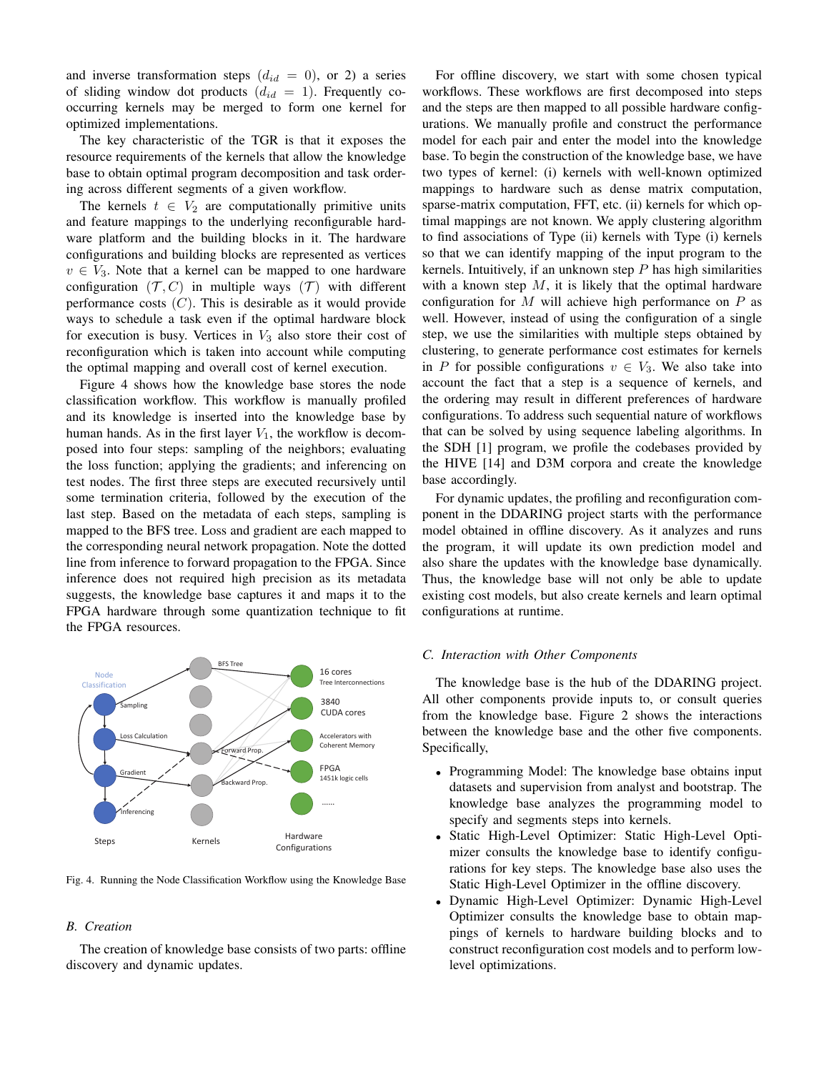and inverse transformation steps ($d_{id} = 0$), or 2) a series of sliding window dot products ($d_{id} = 1$). Frequently co-occurring kernels may be merged to form one kernel for optimized implementations.

The key characteristic of the TGR is that it exposes the resource requirements of the kernels that allow the knowledge base to obtain optimal program decomposition and task ordering across different segments of a given workflow.

The kernels $t \in V_2$ are computationally primitive units and feature mappings to the underlying reconfigurable hardware platform and the building blocks in it. The hardware configurations and building blocks are represented as vertices $v \in V_3$. Note that a kernel can be mapped to one hardware configuration $(\mathcal{T}, C)$ in multiple ways $(\mathcal{T})$ with different performance costs $(C)$. This is desirable as it would provide ways to schedule a task even if the optimal hardware block for execution is busy. Vertices in $V_3$ also store their cost of reconfiguration which is taken into account while computing the optimal mapping and overall cost of kernel execution.

Figure 4 shows how the knowledge base stores the node classification workflow. This workflow is manually profiled and its knowledge is inserted into the knowledge base by human hands. As in the first layer $V_1$, the workflow is decomposed into four steps: sampling of the neighbors; evaluating the loss function; applying the gradients; and inferencing on test nodes. The first three steps are executed recursively until some termination criteria, followed by the execution of the last step. Based on the metadata of each steps, sampling is mapped to the BFS tree. Loss and gradient are each mapped to the corresponding neural network propagation. Note the dotted line from inference to forward propagation to the FPGA. Since inference does not required high precision as its metadata suggests, the knowledge base captures it and maps it to the FPGA hardware through some quantization technique to fit the FPGA resources.

Fig. 4. Running the Node Classification Workflow using the Knowledge Base

### B. Creation

The creation of knowledge base consists of two parts: offline discovery and dynamic updates.

For offline discovery, we start with some chosen typical workflows. These workflows are first decomposed into steps and the steps are then mapped to all possible hardware configurations. We manually profile and construct the performance model for each pair and enter the model into the knowledge base. To begin the construction of the knowledge base, we have two types of kernel: (i) kernels with well-known optimized mappings to hardware such as dense matrix computation, sparse-matrix computation, FFT, etc. (ii) kernels for which optimal mappings are not known. We apply clustering algorithm to find associations of Type (ii) kernels with Type (i) kernels so that we can identify mapping of the input program to the kernels. Intuitively, if an unknown step $P$ has high similarities with a known step $M$, it is likely that the optimal hardware configuration for $M$ will achieve high performance on $P$ as well. However, instead of using the configuration of a single step, we use the similarities with multiple steps obtained by clustering, to generate performance cost estimates for kernels in $P$ for possible configurations $v \in V_3$. We also take into account the fact that a step is a sequence of kernels, and the ordering may result in different preferences of hardware configurations. To address such sequential nature of workflows that can be solved by using sequence labeling algorithms. In the SDH [1] program, we profile the codebases provided by the HIVE [14] and D3M corpora and create the knowledge base accordingly.

For dynamic updates, the profiling and reconfiguration component in the DDARING project starts with the performance model obtained in offline discovery. As it analyzes and runs the program, it will update its own prediction model and also share the updates with the knowledge base dynamically. Thus, the knowledge base will not only be able to update existing cost models, but also create kernels and learn optimal configurations at runtime.

### C. Interaction with Other Components

The knowledge base is the hub of the DDARING project. All other components provide inputs to, or consult queries from the knowledge base. Figure 2 shows the interactions between the knowledge base and the other five components. Specifically,

- Programming Model: The knowledge base obtains input datasets and supervision from analyst and bootstrap. The knowledge base analyzes the programming model to specify and segments steps into kernels.
- Static High-Level Optimizer: Static High-Level Optimizer consults the knowledge base to identify configurations for key steps. The knowledge base also uses the Static High-Level Optimizer in the offline discovery.
- Dynamic High-Level Optimizer: Dynamic High-Level Optimizer consults the knowledge base to obtain mappings of kernels to hardware building blocks and to construct reconfiguration cost models and to perform low-level optimizations.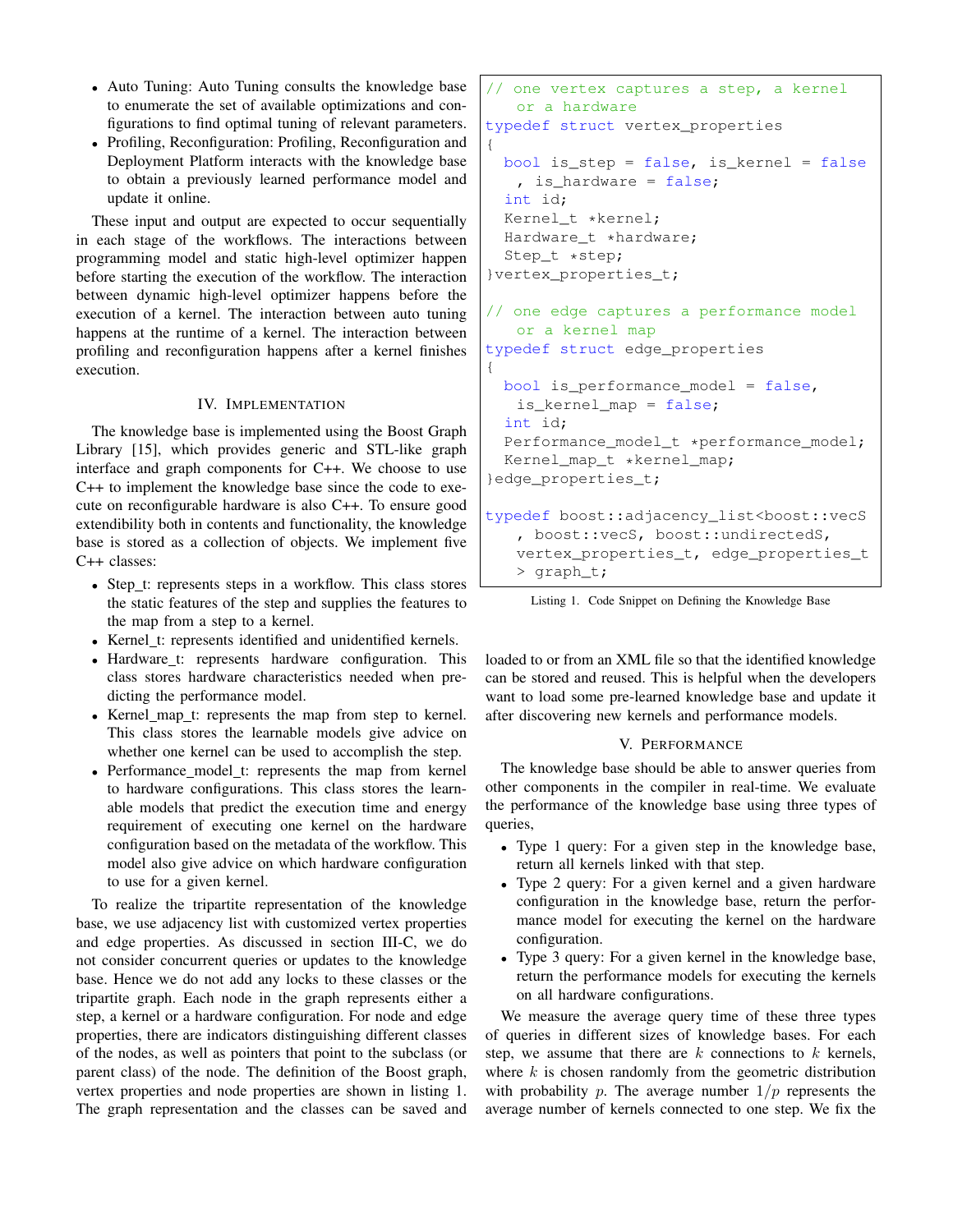- Auto Tuning: Auto Tuning consults the knowledge base to enumerate the set of available optimizations and configurations to find optimal tuning of relevant parameters.
- Profiling, Reconfiguration: Profiling, Reconfiguration and Deployment Platform interacts with the knowledge base to obtain a previously learned performance model and update it online.

These input and output are expected to occur sequentially in each stage of the workflows. The interactions between programming model and static high-level optimizer happen before starting the execution of the workflow. The interaction between dynamic high-level optimizer happens before the execution of a kernel. The interaction between auto tuning happens at the runtime of a kernel. The interaction between profiling and reconfiguration happens after a kernel finishes execution.

## IV. Implementation

The knowledge base is implemented using the Boost Graph Library [15], which provides generic and STL-like graph interface and graph components for C++. We choose to use C++ to implement the knowledge base since the code to execute on reconfigurable hardware is also C++. To ensure good extendibility both in contents and functionality, the knowledge base is stored as a collection of objects. We implement five C++ classes:

- Step_t: represents steps in a workflow. This class stores the static features of the step and supplies the features to the map from a step to a kernel.
- Kernel_t: represents identified and unidentified kernels.
- Hardware_t: represents hardware configuration. This class stores hardware characteristics needed when predicting the performance model.
- Kernel_map_t: represents the map from step to kernel. This class stores the learnable models give advice on whether one kernel can be used to accomplish the step.
- Performance_model_t: represents the map from kernel to hardware configurations. This class stores the learnable models that predict the execution time and energy requirement of executing one kernel on the hardware configuration based on the metadata of the workflow. This model also give advice on which hardware configuration to use for a given kernel.

To realize the tripartite representation of the knowledge base, we use adjacency list with customized vertex properties and edge properties. As discussed in section III-C, we do not consider concurrent queries or updates to the knowledge base. Hence we do not add any locks to these classes or the tripartite graph. Each node in the graph represents either a step, a kernel or a hardware configuration. For node and edge properties, there are indicators distinguishing different classes of the nodes, as well as pointers that point to the subclass (or parent class) of the node. The definition of the Boost graph, vertex properties and node properties are shown in listing 1. The graph representation and the classes can be saved and loaded to or from an XML file so that the identified knowledge can be stored and reused. This is helpful when the developers want to load some pre-learned knowledge base and update it after discovering new kernels and performance models.

```
// one vertex captures a step, a kernel
    or a hardware
typedef struct vertex_properties
{
  bool is_step = false, is_kernel = false
    , is_hardware = false;
  int id;
  Kernel_t *kernel;
  Hardware_t *hardware;
  Step_t *step;
}vertex_properties_t;

// one edge captures a performance model
    or a kernel map
typedef struct edge_properties
{
  bool is_performance_model = false,
    is_kernel_map = false;
  int id;
  Performance_model_t *performance_model;
  Kernel_map_t *kernel_map;
}edge_properties_t;

typedef boost::adjacency_list<boost::vecS
    , boost::vecS, boost::undirectedS,
    vertex_properties_t, edge_properties_t
    > graph_t;
```

Listing 1. Code Snippet on Defining the Knowledge Base

## V. Performance

The knowledge base should be able to answer queries from other components in the compiler in real-time. We evaluate the performance of the knowledge base using three types of queries,

- Type 1 query: For a given step in the knowledge base, return all kernels linked with that step.
- Type 2 query: For a given kernel and a given hardware configuration in the knowledge base, return the performance model for executing the kernel on the hardware configuration.
- Type 3 query: For a given kernel in the knowledge base, return the performance models for executing the kernels on all hardware configurations.

We measure the average query time of these three types of queries in different sizes of knowledge bases. For each step, we assume that there are $k$ connections to $k$ kernels, where $k$ is chosen randomly from the geometric distribution with probability $p$. The average number $1/p$ represents the average number of kernels connected to one step. We fix the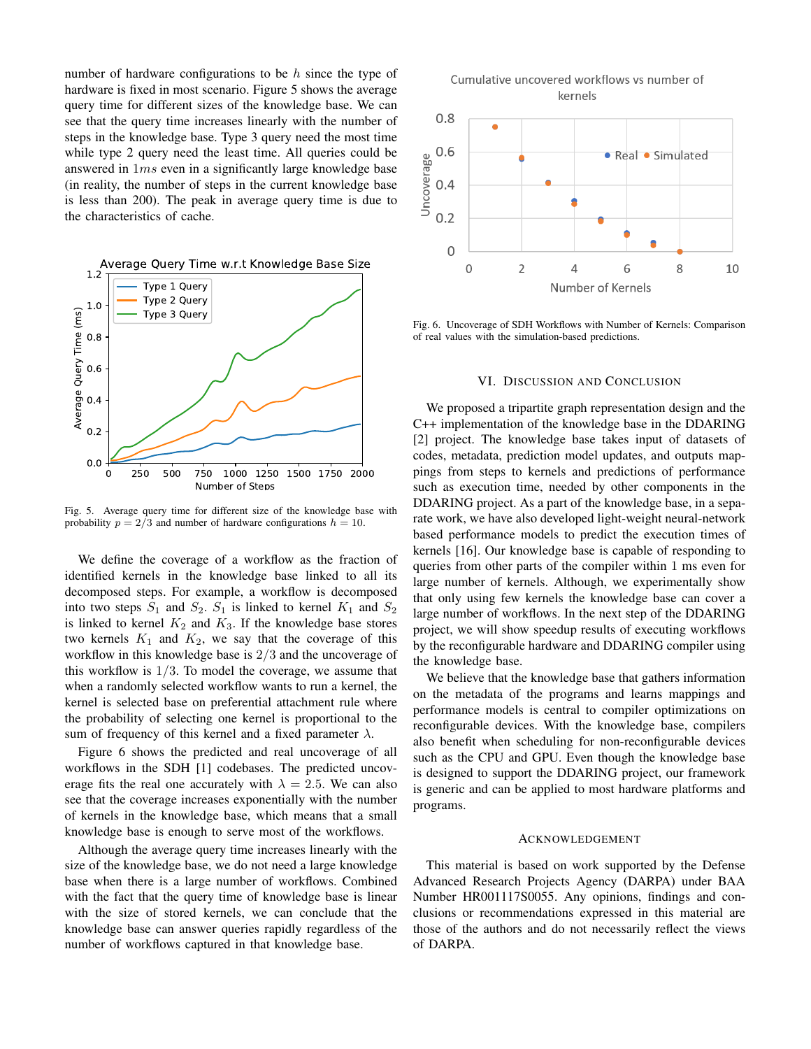number of hardware configurations to be $h$ since the type of hardware is fixed in most scenario. Figure 5 shows the average query time for different sizes of the knowledge base. We can see that the query time increases linearly with the number of steps in the knowledge base. Type 3 query need the most time while type 2 query need the least time. All queries could be answered in $1ms$ even in a significantly large knowledge base (in reality, the number of steps in the current knowledge base is less than 200). The peak in average query time is due to the characteristics of cache.

Fig. 5. Average query time for different size of the knowledge base with probability $p = 2/3$ and number of hardware configurations $h = 10$.

We define the coverage of a workflow as the fraction of identified kernels in the knowledge base linked to all its decomposed steps. For example, a workflow is decomposed into two steps $S_1$ and $S_2$. $S_1$ is linked to kernel $K_1$ and $S_2$ is linked to kernel $K_2$ and $K_3$. If the knowledge base stores two kernels $K_1$ and $K_2$, we say that the coverage of this workflow in this knowledge base is $2/3$ and the uncoverage of this workflow is $1/3$. To model the coverage, we assume that when a randomly selected workflow wants to run a kernel, the kernel is selected base on preferential attachment rule where the probability of selecting one kernel is proportional to the sum of frequency of this kernel and a fixed parameter $\lambda$.

Figure 6 shows the predicted and real uncoverage of all workflows in the SDH [1] codebases. The predicted uncoverage fits the real one accurately with $\lambda = 2.5$. We can also see that the coverage increases exponentially with the number of kernels in the knowledge base, which means that a small knowledge base is enough to serve most of the workflows.

Although the average query time increases linearly with the size of the knowledge base, we do not need a large knowledge base when there is a large number of workflows. Combined with the fact that the query time of knowledge base is linear with the size of stored kernels, we can conclude that the knowledge base can answer queries rapidly regardless of the number of workflows captured in that knowledge base.

Fig. 6. Uncoverage of SDH Workflows with Number of Kernels: Comparison of real values with the simulation-based predictions.

## VI. Discussion and Conclusion

We proposed a tripartite graph representation design and the C++ implementation of the knowledge base in the DDARING [2] project. The knowledge base takes input of datasets of codes, metadata, prediction model updates, and outputs mappings from steps to kernels and predictions of performance such as execution time, needed by other components in the DDARING project. As a part of the knowledge base, in a separate work, we have also developed light-weight neural-network based performance models to predict the execution times of kernels [16]. Our knowledge base is capable of responding to queries from other parts of the compiler within 1 ms even for large number of kernels. Although, we experimentally show that only using few kernels the knowledge base can cover a large number of workflows. In the next step of the DDARING project, we will show speedup results of executing workflows by the reconfigurable hardware and DDARING compiler using the knowledge base.

We believe that the knowledge base that gathers information on the metadata of the programs and learns mappings and performance models is central to compiler optimizations on reconfigurable devices. With the knowledge base, compilers also benefit when scheduling for non-reconfigurable devices such as the CPU and GPU. Even though the knowledge base is designed to support the DDARING project, our framework is generic and can be applied to most hardware platforms and programs.

## Acknowledgement

This material is based on work supported by the Defense Advanced Research Projects Agency (DARPA) under BAA Number HR001117S0055. Any opinions, findings and conclusions or recommendations expressed in this material are those of the authors and do not necessarily reflect the views of DARPA.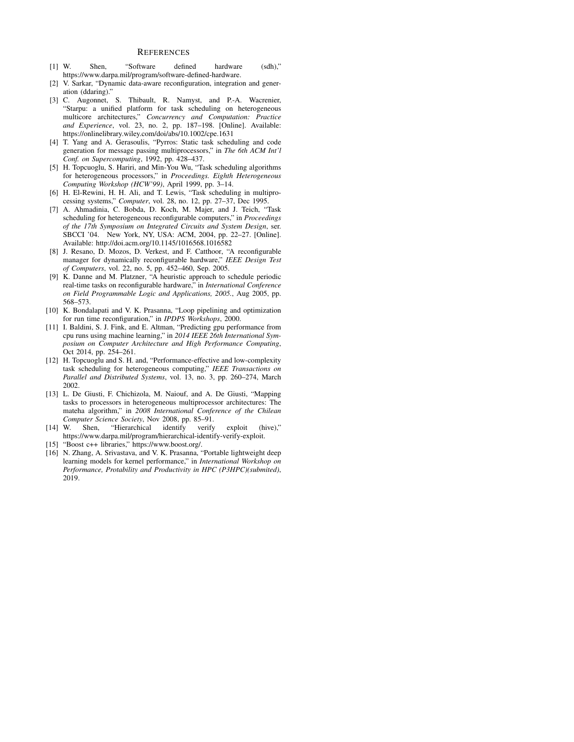# References

[1] W. Shen, "Software defined hardware (sdh)," https://www.darpa.mil/program/software-defined-hardware.

[2] V. Sarkar, "Dynamic data-aware reconfiguration, integration and generation (ddaring)."

[3] C. Augonnet, S. Thibault, R. Namyst, and P.-A. Wacrenier, "Starpu: a unified platform for task scheduling on heterogeneous multicore architectures," *Concurrency and Computation: Practice and Experience*, vol. 23, no. 2, pp. 187–198. [Online]. Available: https://onlinelibrary.wiley.com/doi/abs/10.1002/cpe.1631

[4] T. Yang and A. Gerasoulis, "Pyrros: Static task scheduling and code generation for message passing multiprocessors," in *The 6th ACM Int'l Conf. on Supercomputing*, 1992, pp. 428–437.

[5] H. Topcuoglu, S. Hariri, and Min-You Wu, "Task scheduling algorithms for heterogeneous processors," in *Proceedings. Eighth Heterogeneous Computing Workshop (HCW'99)*, April 1999, pp. 3–14.

[6] H. El-Rewini, H. H. Ali, and T. Lewis, "Task scheduling in multiprocessing systems," *Computer*, vol. 28, no. 12, pp. 27–37, Dec 1995.

[7] A. Ahmadinia, C. Bobda, D. Koch, M. Majer, and J. Teich, "Task scheduling for heterogeneous reconfigurable computers," in *Proceedings of the 17th Symposium on Integrated Circuits and System Design*, ser. SBCCI '04. New York, NY, USA: ACM, 2004, pp. 22–27. [Online]. Available: http://doi.acm.org/10.1145/1016568.1016582

[8] J. Resano, D. Mozos, D. Verkest, and F. Catthoor, "A reconfigurable manager for dynamically reconfigurable hardware," *IEEE Design Test of Computers*, vol. 22, no. 5, pp. 452–460, Sep. 2005.

[9] K. Danne and M. Platzner, "A heuristic approach to schedule periodic real-time tasks on reconfigurable hardware," in *International Conference on Field Programmable Logic and Applications, 2005.*, Aug 2005, pp. 568–573.

[10] K. Bondalapati and V. K. Prasanna, "Loop pipelining and optimization for run time reconfiguration," in *IPDPS Workshops*, 2000.

[11] I. Baldini, S. J. Fink, and E. Altman, "Predicting gpu performance from cpu runs using machine learning," in *2014 IEEE 26th International Symposium on Computer Architecture and High Performance Computing*, Oct 2014, pp. 254–261.

[12] H. Topcuoglu and S. H. and, "Performance-effective and low-complexity task scheduling for heterogeneous computing," *IEEE Transactions on Parallel and Distributed Systems*, vol. 13, no. 3, pp. 260–274, March 2002.

[13] L. De Giusti, F. Chichizola, M. Naiouf, and A. De Giusti, "Mapping tasks to processors in heterogeneous multiprocessor architectures: The mateha algorithm," in *2008 International Conference of the Chilean Computer Science Society*, Nov 2008, pp. 85–91.

[14] W. Shen, "Hierarchical identify verify exploit (hive)," https://www.darpa.mil/program/hierarchical-identify-verify-exploit.

[15] "Boost c++ libraries," https://www.boost.org/.

[16] N. Zhang, A. Srivastava, and V. K. Prasanna, "Portable lightweight deep learning models for kernel performance," in *International Workshop on Performance, Protability and Productivity in HPC (P3HPC)(submited)*, 2019.